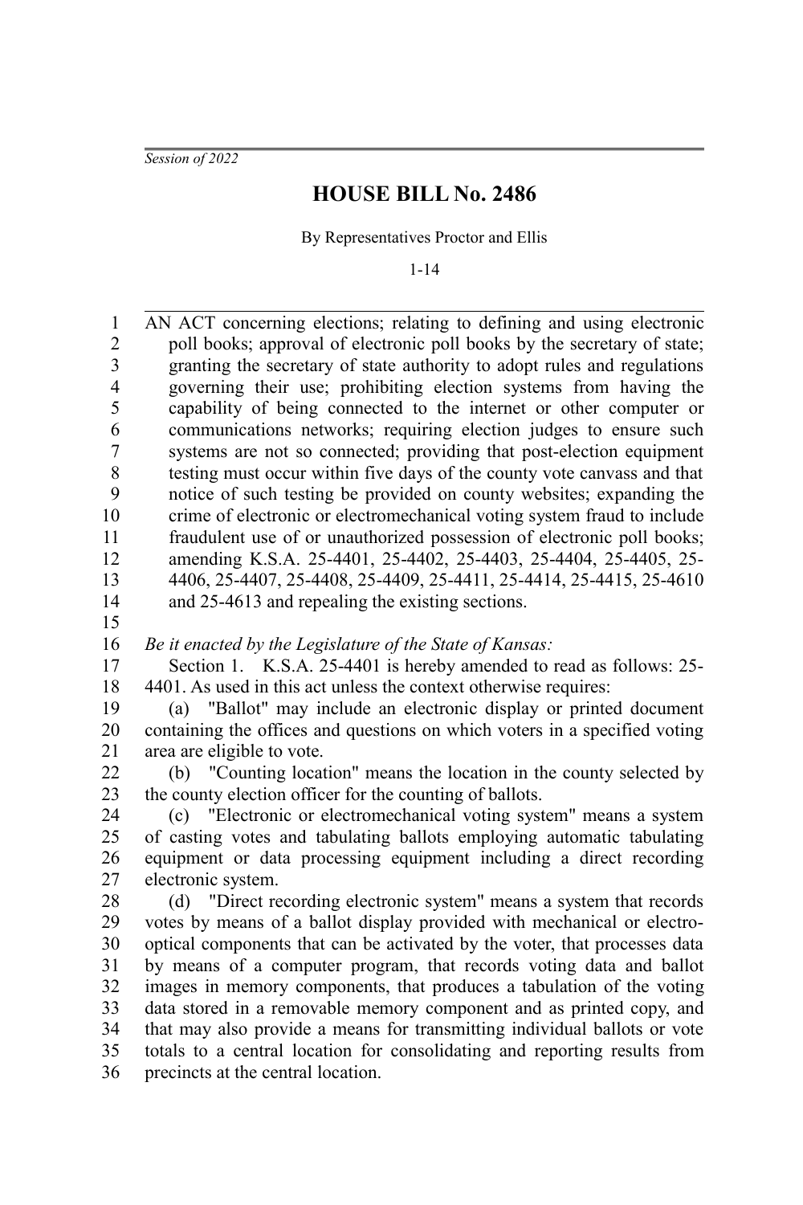*Session of 2022*

# HOUSE BILL No. 2486

By Representatives Proctor and Ellis

1-14

AN ACT concerning elections; relating to defining and using electronic poll books; approval of electronic poll books by the secretary of state; granting the secretary of state authority to adopt rules and regulations governing their use; prohibiting election systems from having the capability of being connected to the internet or other computer or communications networks; requiring election judges to ensure such systems are not so connected; providing that post-election equipment testing must occur within five days of the county vote canvass and that notice of such testing be provided on county websites; expanding the crime of electronic or electromechanical voting system fraud to include fraudulent use of or unauthorized possession of electronic poll books; amending K.S.A. 25-4401, 25-4402, 25-4403, 25-4404, 25-4405, 25-4406, 25-4407, 25-4408, 25-4409, 25-4411, 25-4414, 25-4415, 25-4610 and 25-4613 and repealing the existing sections.

*Be it enacted by the Legislature of the State of Kansas:*

Section 1. K.S.A. 25-4401 is hereby amended to read as follows: 25-4401. As used in this act unless the context otherwise requires:

(a) "Ballot" may include an electronic display or printed document containing the offices and questions on which voters in a specified voting area are eligible to vote.

(b) "Counting location" means the location in the county selected by the county election officer for the counting of ballots.

(c) "Electronic or electromechanical voting system" means a system of casting votes and tabulating ballots employing automatic tabulating equipment or data processing equipment including a direct recording electronic system.

(d) "Direct recording electronic system" means a system that records votes by means of a ballot display provided with mechanical or electro-optical components that can be activated by the voter, that processes data by means of a computer program, that records voting data and ballot images in memory components, that produces a tabulation of the voting data stored in a removable memory component and as printed copy, and that may also provide a means for transmitting individual ballots or vote totals to a central location for consolidating and reporting results from precincts at the central location.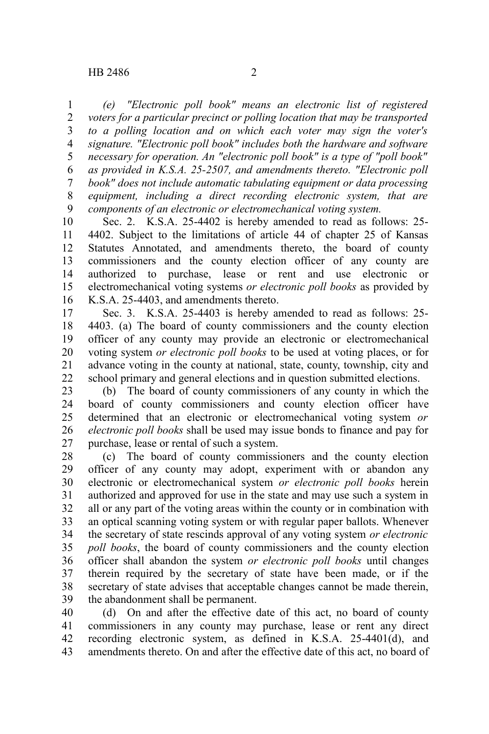*(e) "Electronic poll book" means an electronic list of registered voters for a particular precinct or polling location that may be transported to a polling location and on which each voter may sign the voter's signature. "Electronic poll book" includes both the hardware and software necessary for operation. An "electronic poll book" is a type of "poll book" as provided in K.S.A. 25-2507, and amendments thereto. "Electronic poll book" does not include automatic tabulating equipment or data processing equipment, including a direct recording electronic system, that are components of an electronic or electromechanical voting system.*

Sec. 2. K.S.A. 25-4402 is hereby amended to read as follows: 25-4402. Subject to the limitations of article 44 of chapter 25 of Kansas Statutes Annotated, and amendments thereto, the board of county commissioners and the county election officer of any county are authorized to purchase, lease or rent and use electronic or electromechanical voting systems *or electronic poll books* as provided by K.S.A. 25-4403, and amendments thereto.

Sec. 3. K.S.A. 25-4403 is hereby amended to read as follows: 25-4403. (a) The board of county commissioners and the county election officer of any county may provide an electronic or electromechanical voting system *or electronic poll books* to be used at voting places, or for advance voting in the county at national, state, county, township, city and school primary and general elections and in question submitted elections.

(b) The board of county commissioners of any county in which the board of county commissioners and county election officer have determined that an electronic or electromechanical voting system *or electronic poll books* shall be used may issue bonds to finance and pay for purchase, lease or rental of such a system.

(c) The board of county commissioners and the county election officer of any county may adopt, experiment with or abandon any electronic or electromechanical system *or electronic poll books* herein authorized and approved for use in the state and may use such a system in all or any part of the voting areas within the county or in combination with an optical scanning voting system or with regular paper ballots. Whenever the secretary of state rescinds approval of any voting system *or electronic poll books*, the board of county commissioners and the county election officer shall abandon the system *or electronic poll books* until changes therein required by the secretary of state have been made, or if the secretary of state advises that acceptable changes cannot be made therein, the abandonment shall be permanent.

(d) On and after the effective date of this act, no board of county commissioners in any county may purchase, lease or rent any direct recording electronic system, as defined in K.S.A. 25-4401(d), and amendments thereto. On and after the effective date of this act, no board of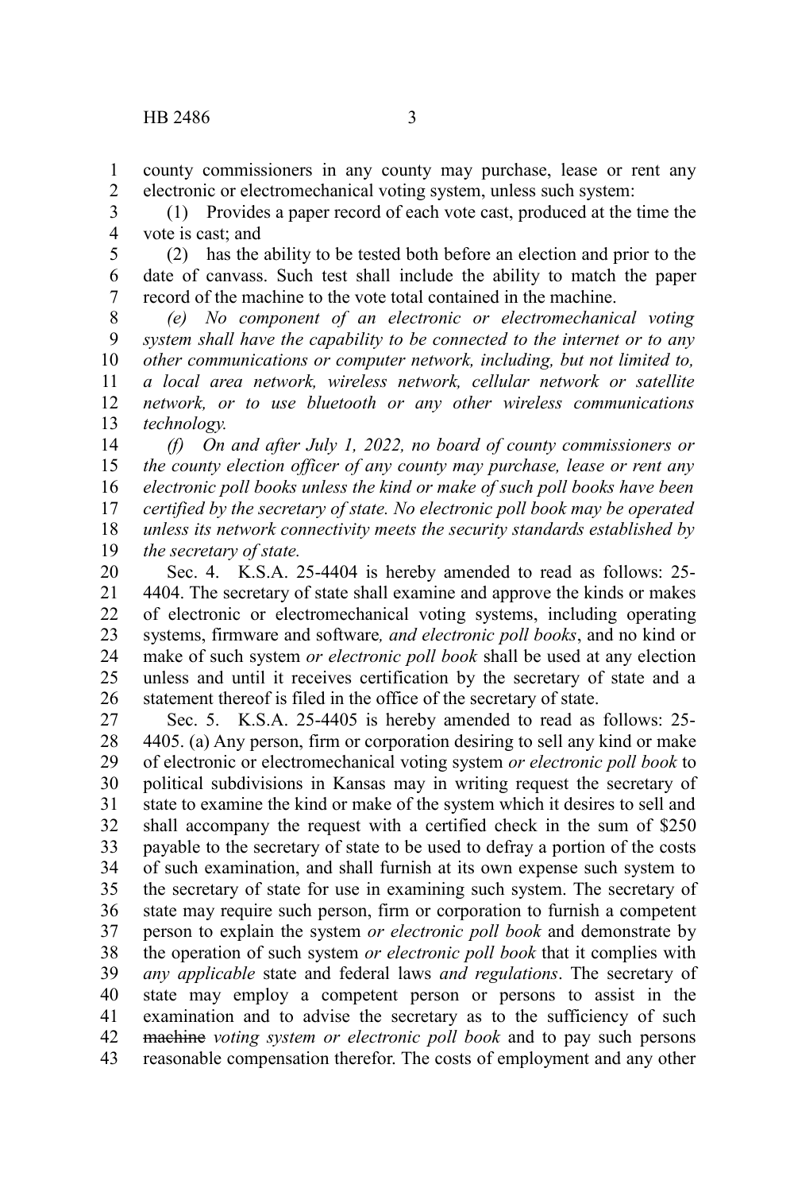county commissioners in any county may purchase, lease or rent any electronic or electromechanical voting system, unless such system:

(1) Provides a paper record of each vote cast, produced at the time the vote is cast; and

(2) has the ability to be tested both before an election and prior to the date of canvass. Such test shall include the ability to match the paper record of the machine to the vote total contained in the machine.

*(e) No component of an electronic or electromechanical voting system shall have the capability to be connected to the internet or to any other communications or computer network, including, but not limited to, a local area network, wireless network, cellular network or satellite network, or to use bluetooth or any other wireless communications technology.*

*(f) On and after July 1, 2022, no board of county commissioners or the county election officer of any county may purchase, lease or rent any electronic poll books unless the kind or make of such poll books have been certified by the secretary of state. No electronic poll book may be operated unless its network connectivity meets the security standards established by the secretary of state.*

Sec. 4. K.S.A. 25-4404 is hereby amended to read as follows: 25-4404. The secretary of state shall examine and approve the kinds or makes of electronic or electromechanical voting systems, including operating systems, firmware and software*, and electronic poll books*, and no kind or make of such system *or electronic poll book* shall be used at any election unless and until it receives certification by the secretary of state and a statement thereof is filed in the office of the secretary of state.

Sec. 5. K.S.A. 25-4405 is hereby amended to read as follows: 25-4405. (a) Any person, firm or corporation desiring to sell any kind or make of electronic or electromechanical voting system *or electronic poll book* to political subdivisions in Kansas may in writing request the secretary of state to examine the kind or make of the system which it desires to sell and shall accompany the request with a certified check in the sum of $250 payable to the secretary of state to be used to defray a portion of the costs of such examination, and shall furnish at its own expense such system to the secretary of state for use in examining such system. The secretary of state may require such person, firm or corporation to furnish a competent person to explain the system *or electronic poll book* and demonstrate by the operation of such system *or electronic poll book* that it complies with *any applicable* state and federal laws *and regulations*. The secretary of state may employ a competent person or persons to assist in the examination and to advise the secretary as to the sufficiency of such ~~machine~~ *voting system or electronic poll book* and to pay such persons reasonable compensation therefor. The costs of employment and any other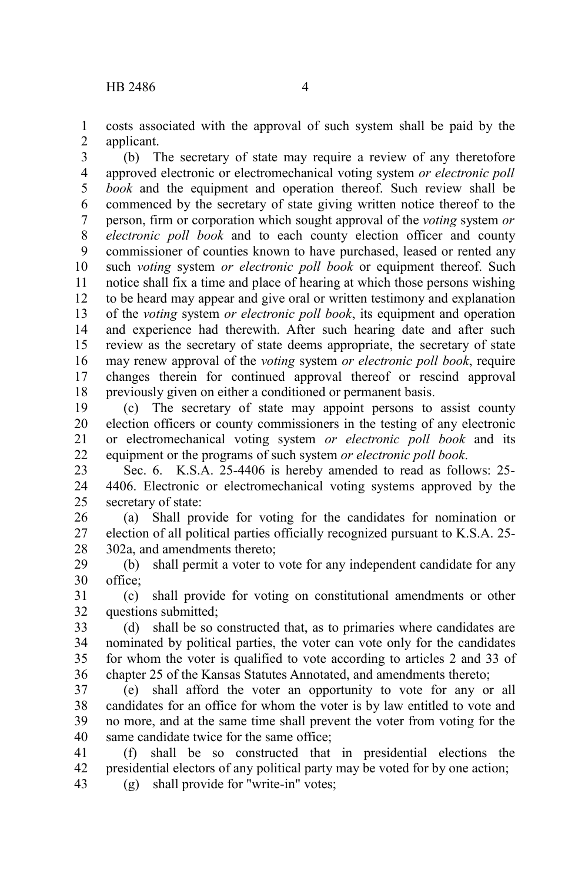costs associated with the approval of such system shall be paid by the applicant.

(b) The secretary of state may require a review of any theretofore approved electronic or electromechanical voting system *or electronic poll book* and the equipment and operation thereof. Such review shall be commenced by the secretary of state giving written notice thereof to the person, firm or corporation which sought approval of the *voting* system *or electronic poll book* and to each county election officer and county commissioner of counties known to have purchased, leased or rented any such *voting* system *or electronic poll book* or equipment thereof. Such notice shall fix a time and place of hearing at which those persons wishing to be heard may appear and give oral or written testimony and explanation of the *voting* system *or electronic poll book*, its equipment and operation and experience had therewith. After such hearing date and after such review as the secretary of state deems appropriate, the secretary of state may renew approval of the *voting* system *or electronic poll book*, require changes therein for continued approval thereof or rescind approval previously given on either a conditioned or permanent basis.

(c) The secretary of state may appoint persons to assist county election officers or county commissioners in the testing of any electronic or electromechanical voting system *or electronic poll book* and its equipment or the programs of such system *or electronic poll book*.

Sec. 6. K.S.A. 25-4406 is hereby amended to read as follows: 25-4406. Electronic or electromechanical voting systems approved by the secretary of state:

(a) Shall provide for voting for the candidates for nomination or election of all political parties officially recognized pursuant to K.S.A. 25-302a, and amendments thereto;

(b) shall permit a voter to vote for any independent candidate for any office;

(c) shall provide for voting on constitutional amendments or other questions submitted;

(d) shall be so constructed that, as to primaries where candidates are nominated by political parties, the voter can vote only for the candidates for whom the voter is qualified to vote according to articles 2 and 33 of chapter 25 of the Kansas Statutes Annotated, and amendments thereto;

(e) shall afford the voter an opportunity to vote for any or all candidates for an office for whom the voter is by law entitled to vote and no more, and at the same time shall prevent the voter from voting for the same candidate twice for the same office;

(f) shall be so constructed that in presidential elections the presidential electors of any political party may be voted for by one action;

(g) shall provide for "write-in" votes;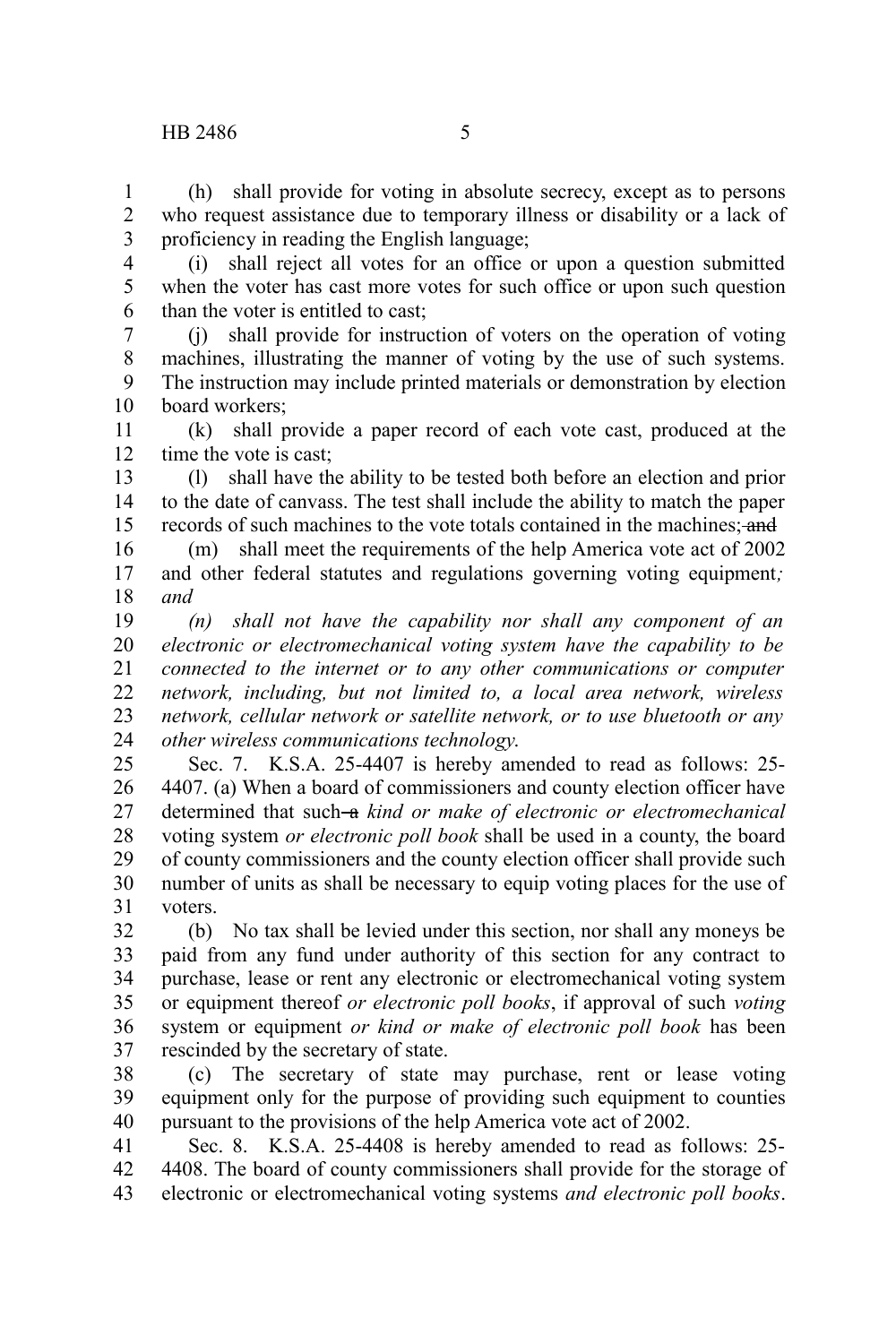(h) shall provide for voting in absolute secrecy, except as to persons who request assistance due to temporary illness or disability or a lack of proficiency in reading the English language;

(i) shall reject all votes for an office or upon a question submitted when the voter has cast more votes for such office or upon such question than the voter is entitled to cast;

(j) shall provide for instruction of voters on the operation of voting machines, illustrating the manner of voting by the use of such systems. The instruction may include printed materials or demonstration by election board workers;

(k) shall provide a paper record of each vote cast, produced at the time the vote is cast;

(l) shall have the ability to be tested both before an election and prior to the date of canvass. The test shall include the ability to match the paper records of such machines to the vote totals contained in the machines; ~~and~~

(m) shall meet the requirements of the help America vote act of 2002 and other federal statutes and regulations governing voting equipment*; and*

*(n) shall not have the capability nor shall any component of an electronic or electromechanical voting system have the capability to be connected to the internet or to any other communications or computer network, including, but not limited to, a local area network, wireless network, cellular network or satellite network, or to use bluetooth or any other wireless communications technology.*

Sec. 7. K.S.A. 25-4407 is hereby amended to read as follows: 25-4407. (a) When a board of commissioners and county election officer have determined that ~~such~~ ~~a~~ *kind or make of electronic or electromechanical* voting system *or electronic poll book* shall be used in a county, the board of county commissioners and the county election officer shall provide such number of units as shall be necessary to equip voting places for the use of voters.

(b) No tax shall be levied under this section, nor shall any moneys be paid from any fund under authority of this section for any contract to purchase, lease or rent any electronic or electromechanical voting system or equipment thereof *or electronic poll books*, if approval of such *voting* system or equipment *or kind or make of electronic poll book* has been rescinded by the secretary of state.

(c) The secretary of state may purchase, rent or lease voting equipment only for the purpose of providing such equipment to counties pursuant to the provisions of the help America vote act of 2002.

Sec. 8. K.S.A. 25-4408 is hereby amended to read as follows: 25-4408. The board of county commissioners shall provide for the storage of electronic or electromechanical voting systems *and electronic poll books*.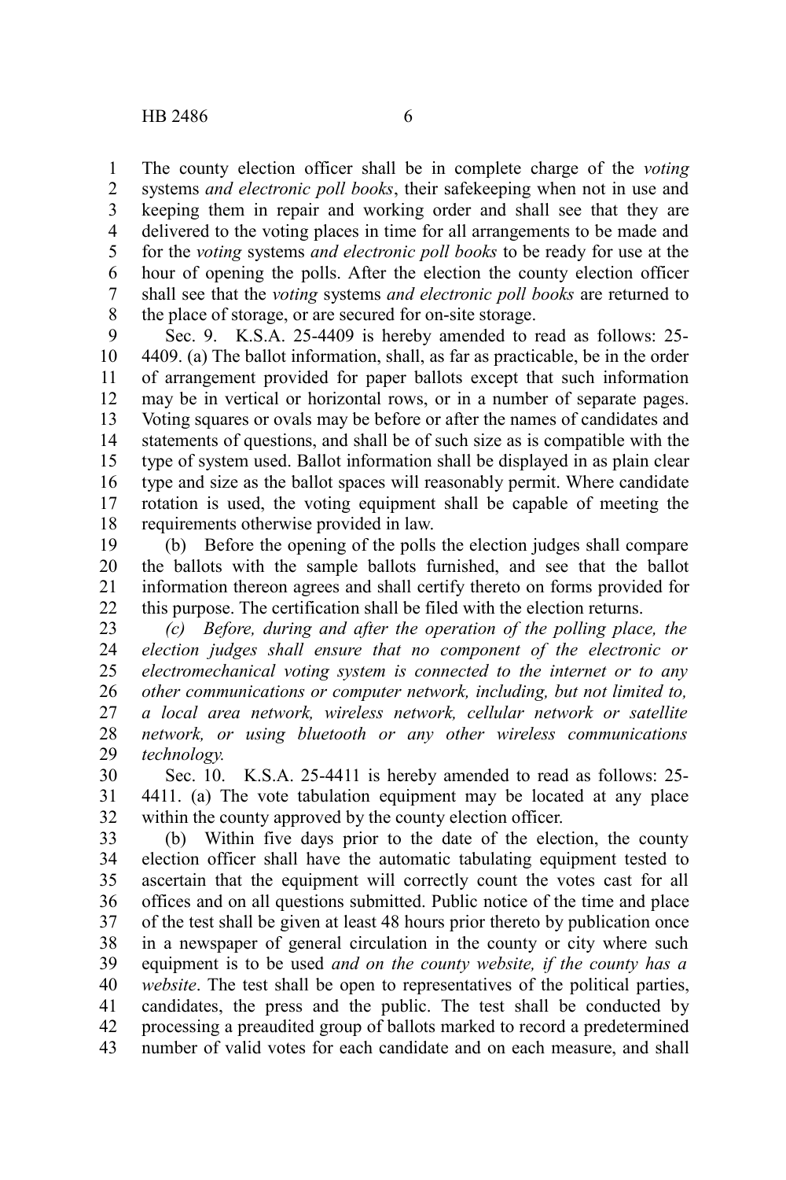The county election officer shall be in complete charge of the *voting* systems *and electronic poll books*, their safekeeping when not in use and keeping them in repair and working order and shall see that they are delivered to the voting places in time for all arrangements to be made and for the *voting* systems *and electronic poll books* to be ready for use at the hour of opening the polls. After the election the county election officer shall see that the *voting* systems *and electronic poll books* are returned to the place of storage, or are secured for on-site storage.

Sec. 9. K.S.A. 25-4409 is hereby amended to read as follows: 25-4409. (a) The ballot information, shall, as far as practicable, be in the order of arrangement provided for paper ballots except that such information may be in vertical or horizontal rows, or in a number of separate pages. Voting squares or ovals may be before or after the names of candidates and statements of questions, and shall be of such size as is compatible with the type of system used. Ballot information shall be displayed in as plain clear type and size as the ballot spaces will reasonably permit. Where candidate rotation is used, the voting equipment shall be capable of meeting the requirements otherwise provided in law.

(b) Before the opening of the polls the election judges shall compare the ballots with the sample ballots furnished, and see that the ballot information thereon agrees and shall certify thereto on forms provided for this purpose. The certification shall be filed with the election returns.

*(c) Before, during and after the operation of the polling place, the election judges shall ensure that no component of the electronic or electromechanical voting system is connected to the internet or to any other communications or computer network, including, but not limited to, a local area network, wireless network, cellular network or satellite network, or using bluetooth or any other wireless communications technology.*

Sec. 10. K.S.A. 25-4411 is hereby amended to read as follows: 25-4411. (a) The vote tabulation equipment may be located at any place within the county approved by the county election officer.

(b) Within five days prior to the date of the election, the county election officer shall have the automatic tabulating equipment tested to ascertain that the equipment will correctly count the votes cast for all offices and on all questions submitted. Public notice of the time and place of the test shall be given at least 48 hours prior thereto by publication once in a newspaper of general circulation in the county or city where such equipment is to be used *and on the county website, if the county has a website*. The test shall be open to representatives of the political parties, candidates, the press and the public. The test shall be conducted by processing a preaudited group of ballots marked to record a predetermined number of valid votes for each candidate and on each measure, and shall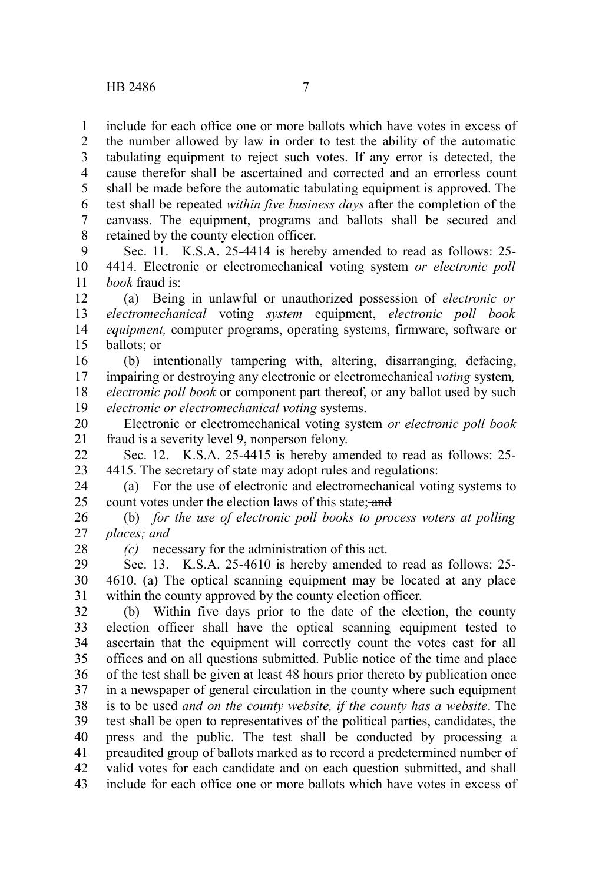include for each office one or more ballots which have votes in excess of the number allowed by law in order to test the ability of the automatic tabulating equipment to reject such votes. If any error is detected, the cause therefor shall be ascertained and corrected and an errorless count shall be made before the automatic tabulating equipment is approved. The test shall be repeated *within five business days* after the completion of the canvass. The equipment, programs and ballots shall be secured and retained by the county election officer.

Sec. 11. K.S.A. 25-4414 is hereby amended to read as follows: 25-4414. Electronic or electromechanical voting system *or electronic poll book* fraud is:

(a) Being in unlawful or unauthorized possession of *electronic or electromechanical* voting *system* equipment, *electronic poll book equipment,* computer programs, operating systems, firmware, software or ballots; or

(b) intentionally tampering with, altering, disarranging, defacing, impairing or destroying any electronic or electromechanical *voting* system*, electronic poll book* or component part thereof, or any ballot used by such *electronic or electromechanical voting* systems.

Electronic or electromechanical voting system *or electronic poll book* fraud is a severity level 9, nonperson felony.

Sec. 12. K.S.A. 25-4415 is hereby amended to read as follows: 25-4415. The secretary of state may adopt rules and regulations:

(a) For the use of electronic and electromechanical voting systems to count votes under the election laws of this state; ~~and~~

(b) *for the use of electronic poll books to process voters at polling places; and*

*(c)* necessary for the administration of this act.

Sec. 13. K.S.A. 25-4610 is hereby amended to read as follows: 25-4610. (a) The optical scanning equipment may be located at any place within the county approved by the county election officer.

(b) Within five days prior to the date of the election, the county election officer shall have the optical scanning equipment tested to ascertain that the equipment will correctly count the votes cast for all offices and on all questions submitted. Public notice of the time and place of the test shall be given at least 48 hours prior thereto by publication once in a newspaper of general circulation in the county where such equipment is to be used *and on the county website, if the county has a website*. The test shall be open to representatives of the political parties, candidates, the press and the public. The test shall be conducted by processing a preaudited group of ballots marked as to record a predetermined number of valid votes for each candidate and on each question submitted, and shall include for each office one or more ballots which have votes in excess of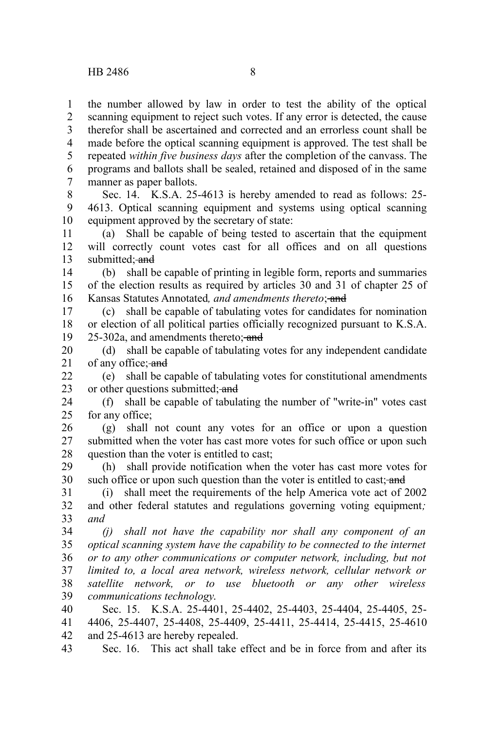the number allowed by law in order to test the ability of the optical scanning equipment to reject such votes. If any error is detected, the cause therefor shall be ascertained and corrected and an errorless count shall be made before the optical scanning equipment is approved. The test shall be repeated *within five business days* after the completion of the canvass. The programs and ballots shall be sealed, retained and disposed of in the same manner as paper ballots.

Sec. 14. K.S.A. 25-4613 is hereby amended to read as follows: 25-4613. Optical scanning equipment and systems using optical scanning equipment approved by the secretary of state:

(a) Shall be capable of being tested to ascertain that the equipment will correctly count votes cast for all offices and on all questions submitted; ~~and~~

(b) shall be capable of printing in legible form, reports and summaries of the election results as required by articles 30 and 31 of chapter 25 of Kansas Statutes Annotated*, and amendments thereto*; ~~and~~

(c) shall be capable of tabulating votes for candidates for nomination or election of all political parties officially recognized pursuant to K.S.A. 25-302a, and amendments thereto; ~~and~~

(d) shall be capable of tabulating votes for any independent candidate of any office; ~~and~~

(e) shall be capable of tabulating votes for constitutional amendments or other questions submitted; ~~and~~

(f) shall be capable of tabulating the number of "write-in" votes cast for any office;

(g) shall not count any votes for an office or upon a question submitted when the voter has cast more votes for such office or upon such question than the voter is entitled to cast;

(h) shall provide notification when the voter has cast more votes for such office or upon such question than the voter is entitled to cast; ~~and~~

(i) shall meet the requirements of the help America vote act of 2002 and other federal statutes and regulations governing voting equipment*; and*

*(j) shall not have the capability nor shall any component of an optical scanning system have the capability to be connected to the internet or to any other communications or computer network, including, but not limited to, a local area network, wireless network, cellular network or satellite network, or to use bluetooth or any other wireless communications technology.*

Sec. 15. K.S.A. 25-4401, 25-4402, 25-4403, 25-4404, 25-4405, 25-4406, 25-4407, 25-4408, 25-4409, 25-4411, 25-4414, 25-4415, 25-4610 and 25-4613 are hereby repealed.

Sec. 16. This act shall take effect and be in force from and after its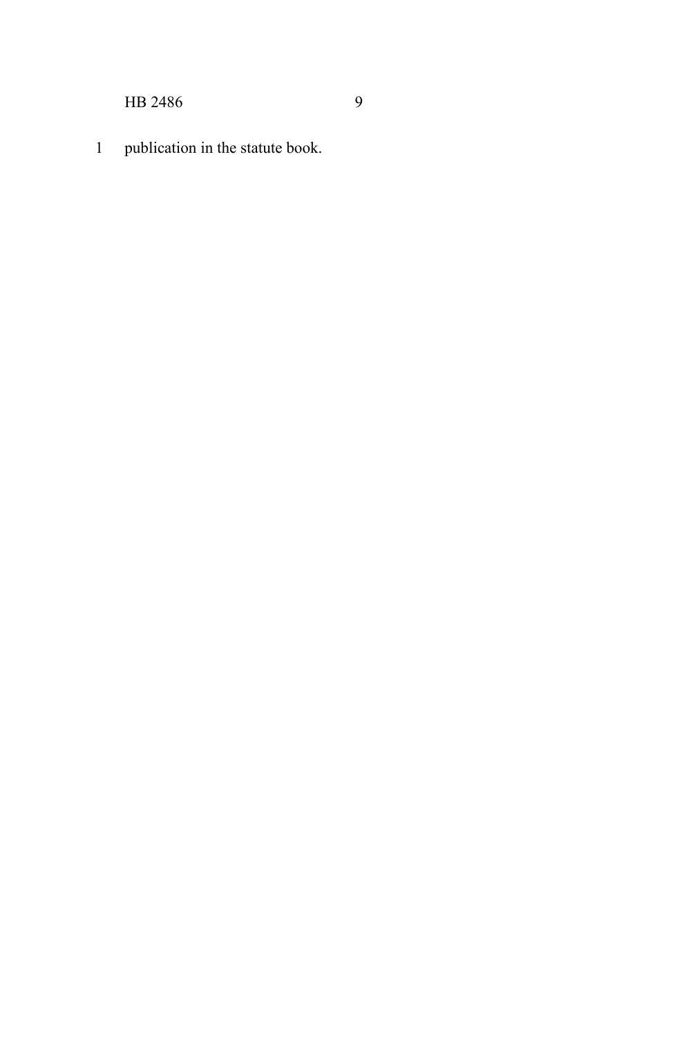publication in the statute book.